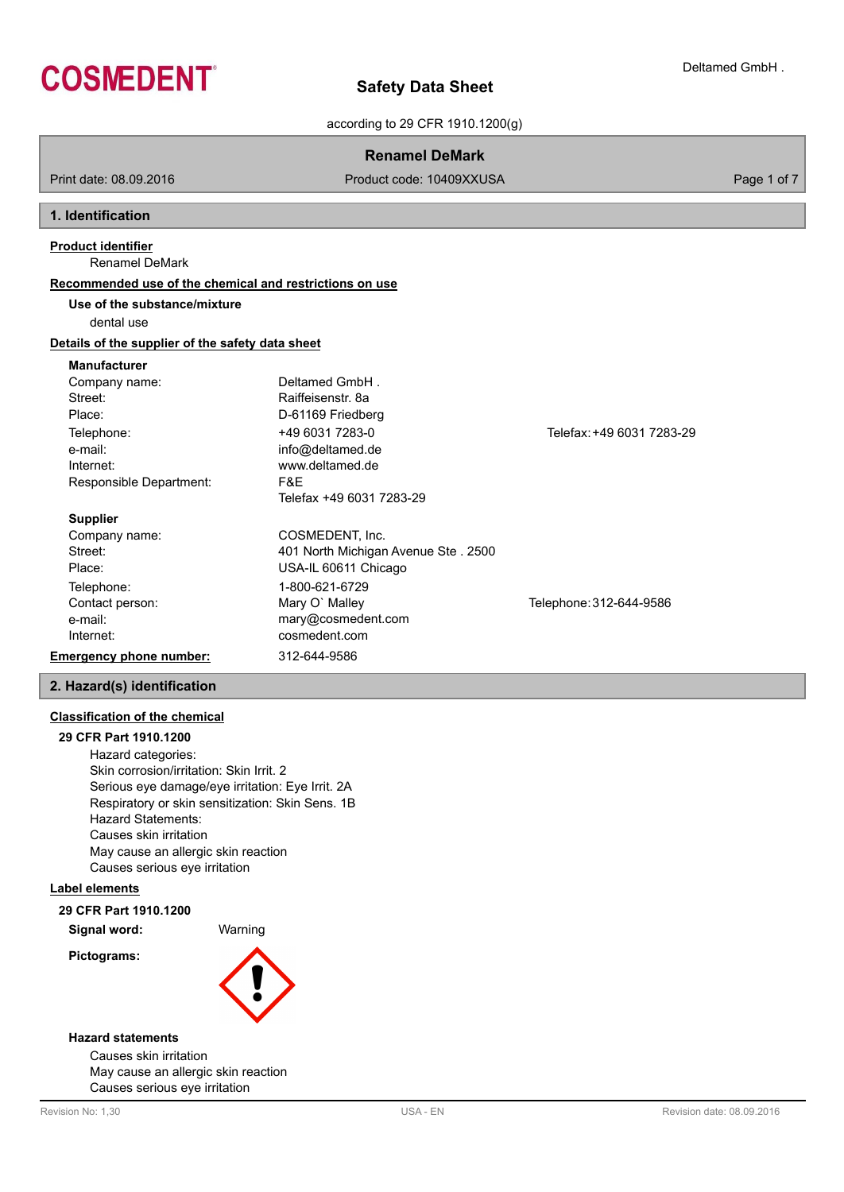# Safety Data Sheet

according to 29 CFR 1910.1200(g)

**Renamel DeMark**

Print date: 08.09.2016 | Product code: 10409XXUSA

## 1. Identification

**Product identifier**

Renamel DeMark

**Recommended use of the chemical and restrictions on use**

**Use of the substance/mixture**

dental use

**Details of the supplier of the safety data sheet**

**Manufacturer**

| | | |
|---|---|---|
| Company name: | Deltamed GmbH . | |
| Street: | Raiffeisenstr. 8a | |
| Place: | D-61169 Friedberg | |
| Telephone: | +49 6031 7283-0 | Telefax: +49 6031 7283-29 |
| e-mail: | info@deltamed.de | |
| Internet: | www.deltamed.de | |
| Responsible Department: | F&E<br>Telefax +49 6031 7283-29 | |

**Supplier**

| | | |
|---|---|---|
| Company name: | COSMEDENT, Inc. | |
| Street: | 401 North Michigan Avenue Ste . 2500 | |
| Place: | USA-IL 60611 Chicago | |
| Telephone: | 1-800-621-6729 | |
| Contact person: | Mary O` Malley | Telephone: 312-644-9586 |
| e-mail: | mary@cosmedent.com | |
| Internet: | cosmedent.com | |

**Emergency phone number:** 312-644-9586

## 2. Hazard(s) identification

**Classification of the chemical**

**29 CFR Part 1910.1200**

Hazard categories:
Skin corrosion/irritation: Skin Irrit. 2
Serious eye damage/eye irritation: Eye Irrit. 2A
Respiratory or skin sensitization: Skin Sens. 1B
Hazard Statements:
Causes skin irritation
May cause an allergic skin reaction
Causes serious eye irritation

**Label elements**

**29 CFR Part 1910.1200**

**Signal word:** Warning

**Pictograms:**

**Hazard statements**

Causes skin irritation
May cause an allergic skin reaction
Causes serious eye irritation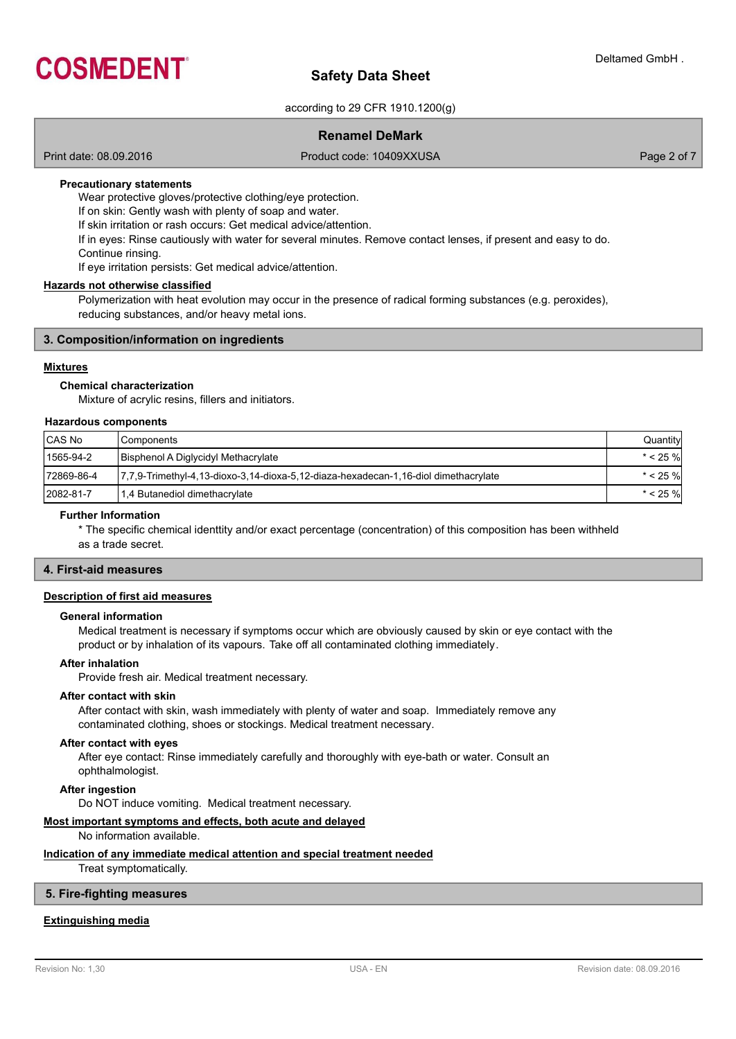**Precautionary statements**

Wear protective gloves/protective clothing/eye protection.
If on skin: Gently wash with plenty of soap and water.
If skin irritation or rash occurs: Get medical advice/attention.
If in eyes: Rinse cautiously with water for several minutes. Remove contact lenses, if present and easy to do. Continue rinsing.
If eye irritation persists: Get medical advice/attention.

**Hazards not otherwise classified**

Polymerization with heat evolution may occur in the presence of radical forming substances (e.g. peroxides), reducing substances, and/or heavy metal ions.

## 3. Composition/information on ingredients

**Mixtures**

**Chemical characterization**

Mixture of acrylic resins, fillers and initiators.

**Hazardous components**

| CAS No | Components | Quantity |
|---|---|---|
| 1565-94-2 | Bisphenol A Diglycidyl Methacrylate | * < 25 % |
| 72869-86-4 | 7,7,9-Trimethyl-4,13-dioxo-3,14-dioxa-5,12-diaza-hexadecan-1,16-diol dimethacrylate | * < 25 % |
| 2082-81-7 | 1,4 Butanediol dimethacrylate | * < 25 % |

**Further Information**

* The specific chemical identtity and/or exact percentage (concentration) of this composition has been withheld as a trade secret.

## 4. First-aid measures

**Description of first aid measures**

**General information**

Medical treatment is necessary if symptoms occur which are obviously caused by skin or eye contact with the product or by inhalation of its vapours. Take off all contaminated clothing immediately.

**After inhalation**

Provide fresh air. Medical treatment necessary.

**After contact with skin**

After contact with skin, wash immediately with plenty of water and soap. Immediately remove any contaminated clothing, shoes or stockings. Medical treatment necessary.

**After contact with eyes**

After eye contact: Rinse immediately carefully and thoroughly with eye-bath or water. Consult an ophthalmologist.

**After ingestion**

Do NOT induce vomiting. Medical treatment necessary.

**Most important symptoms and effects, both acute and delayed**

No information available.

**Indication of any immediate medical attention and special treatment needed**

Treat symptomatically.

## 5. Fire-fighting measures

**Extinguishing media**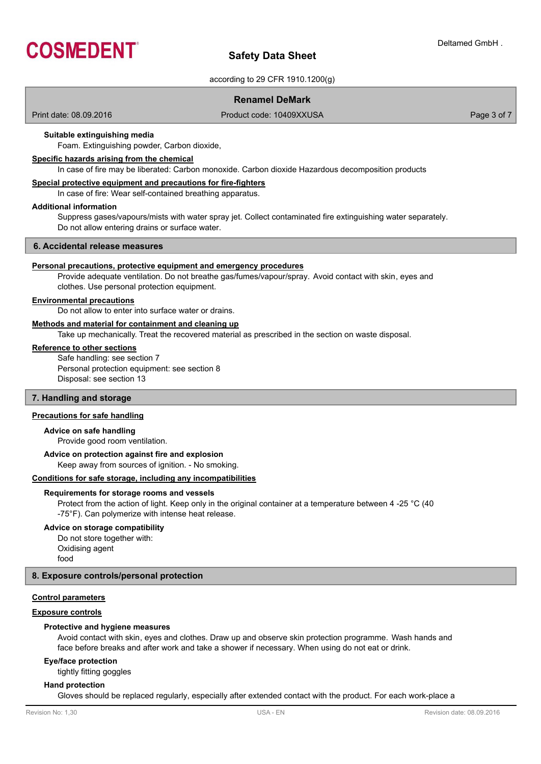#### Suitable extinguishing media

Foam. Extinguishing powder, Carbon dioxide,

### Specific hazards arising from the chemical

In case of fire may be liberated: Carbon monoxide. Carbon dioxide Hazardous decomposition products

### Special protective equipment and precautions for fire-fighters

In case of fire: Wear self-contained breathing apparatus.

#### Additional information

Suppress gases/vapours/mists with water spray jet. Collect contaminated fire extinguishing water separately. Do not allow entering drains or surface water.

## 6. Accidental release measures

### Personal precautions, protective equipment and emergency procedures

Provide adequate ventilation. Do not breathe gas/fumes/vapour/spray. Avoid contact with skin, eyes and clothes. Use personal protection equipment.

### Environmental precautions

Do not allow to enter into surface water or drains.

### Methods and material for containment and cleaning up

Take up mechanically. Treat the recovered material as prescribed in the section on waste disposal.

### Reference to other sections

Safe handling: see section 7
Personal protection equipment: see section 8
Disposal: see section 13

## 7. Handling and storage

### Precautions for safe handling

#### Advice on safe handling

Provide good room ventilation.

#### Advice on protection against fire and explosion

Keep away from sources of ignition. - No smoking.

### Conditions for safe storage, including any incompatibilities

#### Requirements for storage rooms and vessels

Protect from the action of light. Keep only in the original container at a temperature between 4 -25 °C (40 -75°F). Can polymerize with intense heat release.

#### Advice on storage compatibility

Do not store together with:
Oxidising agent
food

## 8. Exposure controls/personal protection

### Control parameters

### Exposure controls

#### Protective and hygiene measures

Avoid contact with skin, eyes and clothes. Draw up and observe skin protection programme. Wash hands and face before breaks and after work and take a shower if necessary. When using do not eat or drink.

#### Eye/face protection

tightly fitting goggles

#### Hand protection

Gloves should be replaced regularly, especially after extended contact with the product. For each work-place a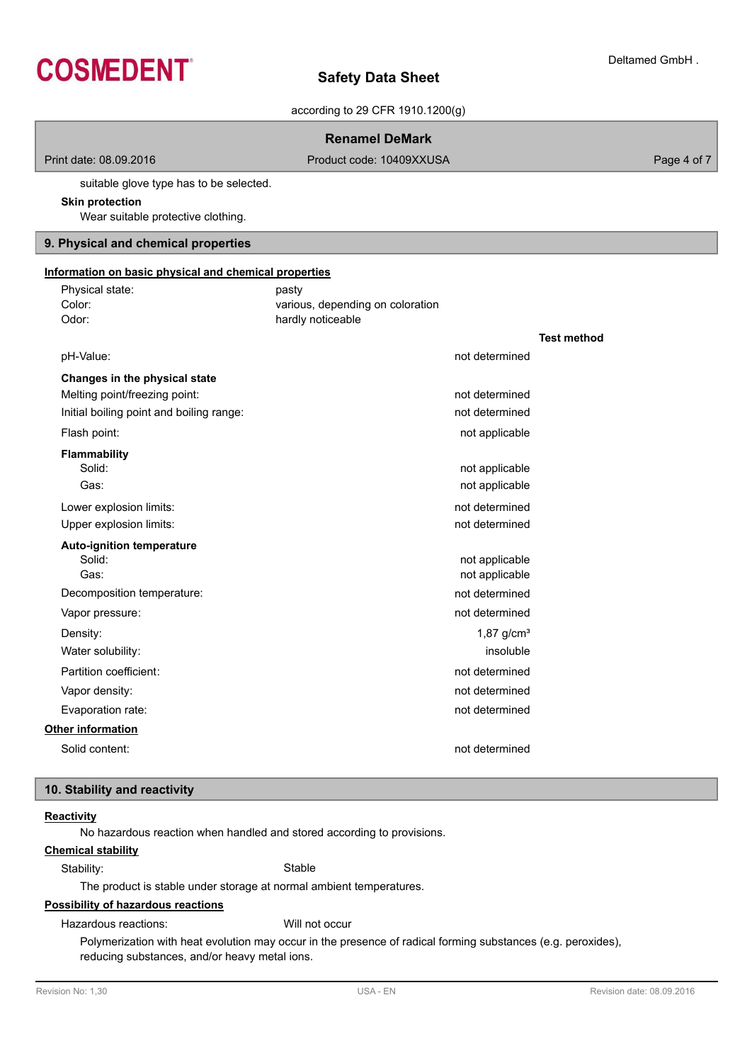suitable glove type has to be selected.

**Skin protection**

Wear suitable protective clothing.

## 9. Physical and chemical properties

### Information on basic physical and chemical properties

| | | |
|---|---|---|
| Physical state: | pasty | |
| Color: | various, depending on coloration | |
| Odor: | hardly noticeable | |
| | | **Test method** |
| pH-Value: | not determined | |
| **Changes in the physical state** | | |
| Melting point/freezing point: | not determined | |
| Initial boiling point and boiling range: | not determined | |
| Flash point: | not applicable | |
| **Flammability** | | |
| Solid: | not applicable | |
| Gas: | not applicable | |
| Lower explosion limits: | not determined | |
| Upper explosion limits: | not determined | |
| **Auto-ignition temperature** | | |
| Solid: | not applicable | |
| Gas: | not applicable | |
| Decomposition temperature: | not determined | |
| Vapor pressure: | not determined | |
| Density: | 1,87 g/cm³ | |
| Water solubility: | insoluble | |
| Partition coefficient: | not determined | |
| Vapor density: | not determined | |
| Evaporation rate: | not determined | |

### Other information

| | |
|---|---|
| Solid content: | not determined |

## 10. Stability and reactivity

### Reactivity

No hazardous reaction when handled and stored according to provisions.

### Chemical stability

Stability: Stable

The product is stable under storage at normal ambient temperatures.

### Possibility of hazardous reactions

Hazardous reactions: Will not occur

Polymerization with heat evolution may occur in the presence of radical forming substances (e.g. peroxides), reducing substances, and/or heavy metal ions.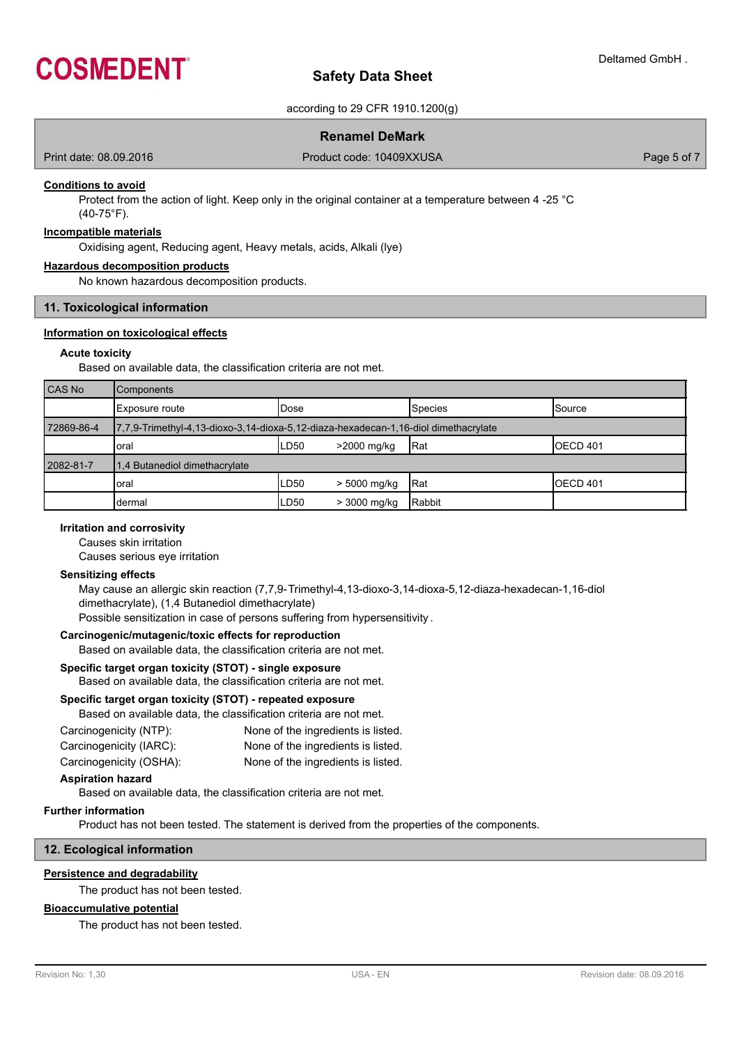#### Conditions to avoid

Protect from the action of light. Keep only in the original container at a temperature between 4 -25 °C (40-75°F).

#### Incompatible materials

Oxidising agent, Reducing agent, Heavy metals, acids, Alkali (lye)

#### Hazardous decomposition products

No known hazardous decomposition products.

## 11. Toxicological information

#### Information on toxicological effects

**Acute toxicity**

Based on available data, the classification criteria are not met.

| CAS No | Components | | | | |
|---|---|---|---|---|---|
| | Exposure route | Dose | | Species | Source |
| 72869-86-4 | 7,7,9-Trimethyl-4,13-dioxo-3,14-dioxa-5,12-diaza-hexadecan-1,16-diol dimethacrylate | | | | |
| | oral | LD50 | >2000 mg/kg | Rat | OECD 401 |
| 2082-81-7 | 1,4 Butanediol dimethacrylate | | | | |
| | oral | LD50 | > 5000 mg/kg | Rat | OECD 401 |
| | dermal | LD50 | > 3000 mg/kg | Rabbit | |

**Irritation and corrosivity**

Causes skin irritation
Causes serious eye irritation

**Sensitizing effects**

May cause an allergic skin reaction (7,7,9-Trimethyl-4,13-dioxo-3,14-dioxa-5,12-diaza-hexadecan-1,16-diol dimethacrylate), (1,4 Butanediol dimethacrylate)
Possible sensitization in case of persons suffering from hypersensitivity.

**Carcinogenic/mutagenic/toxic effects for reproduction**

Based on available data, the classification criteria are not met.

**Specific target organ toxicity (STOT) - single exposure**

Based on available data, the classification criteria are not met.

**Specific target organ toxicity (STOT) - repeated exposure**

Based on available data, the classification criteria are not met.

Carcinogenicity (NTP): None of the ingredients is listed.
Carcinogenicity (IARC): None of the ingredients is listed.
Carcinogenicity (OSHA): None of the ingredients is listed.

**Aspiration hazard**

Based on available data, the classification criteria are not met.

**Further information**

Product has not been tested. The statement is derived from the properties of the components.

## 12. Ecological information

#### Persistence and degradability

The product has not been tested.

#### Bioaccumulative potential

The product has not been tested.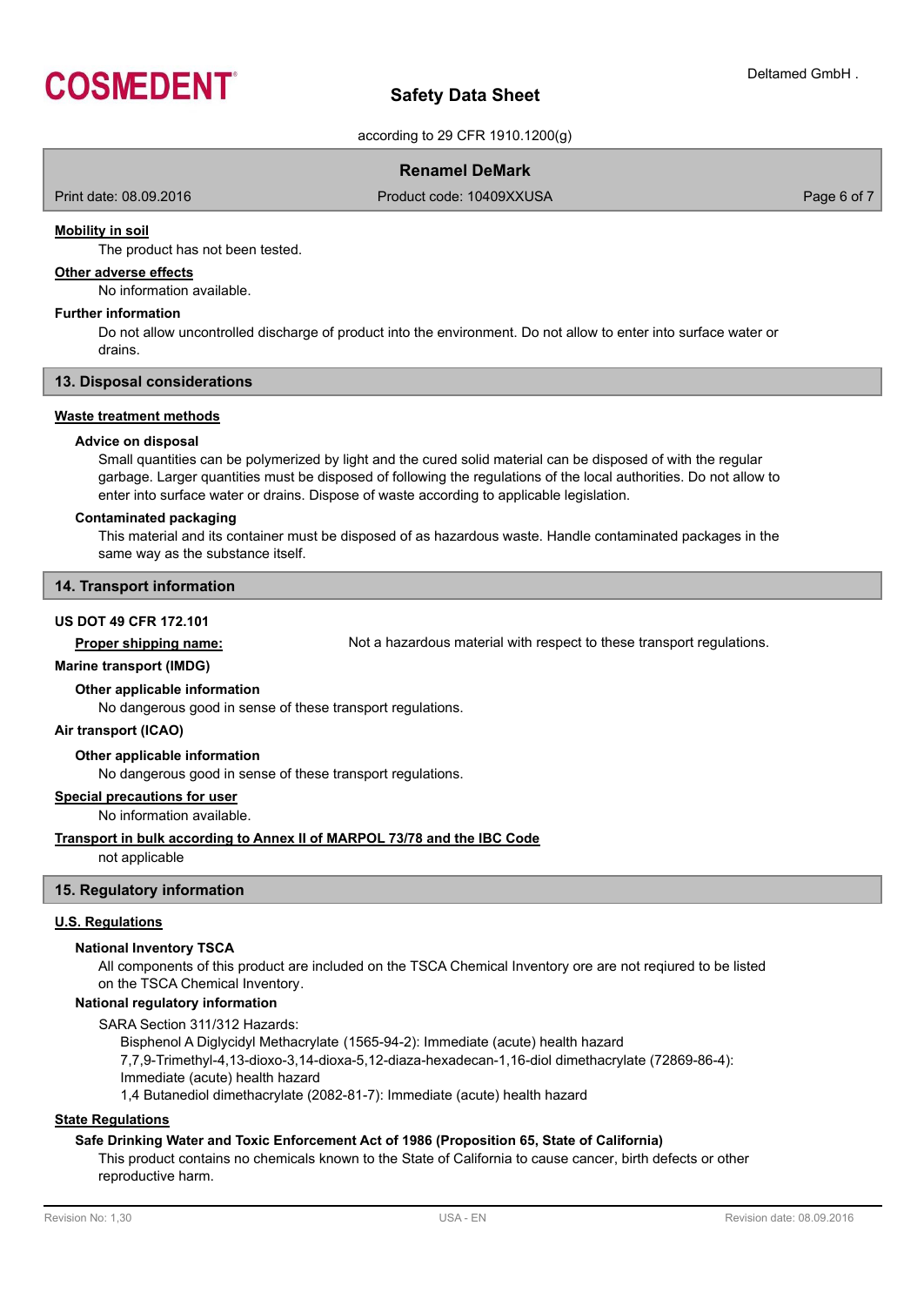**Mobility in soil**

The product has not been tested.

**Other adverse effects**

No information available.

**Further information**

Do not allow uncontrolled discharge of product into the environment. Do not allow to enter into surface water or drains.

## 13. Disposal considerations

**Waste treatment methods**

**Advice on disposal**

Small quantities can be polymerized by light and the cured solid material can be disposed of with the regular garbage. Larger quantities must be disposed of following the regulations of the local authorities. Do not allow to enter into surface water or drains. Dispose of waste according to applicable legislation.

**Contaminated packaging**

This material and its container must be disposed of as hazardous waste. Handle contaminated packages in the same way as the substance itself.

## 14. Transport information

**US DOT 49 CFR 172.101**

**Proper shipping name:** Not a hazardous material with respect to these transport regulations.

**Marine transport (IMDG)**

**Other applicable information**

No dangerous good in sense of these transport regulations.

**Air transport (ICAO)**

**Other applicable information**

No dangerous good in sense of these transport regulations.

**Special precautions for user**

No information available.

**Transport in bulk according to Annex II of MARPOL 73/78 and the IBC Code**

not applicable

## 15. Regulatory information

**U.S. Regulations**

**National Inventory TSCA**

All components of this product are included on the TSCA Chemical Inventory ore are not reqiured to be listed on the TSCA Chemical Inventory.

**National regulatory information**

SARA Section 311/312 Hazards:

Bisphenol A Diglycidyl Methacrylate (1565-94-2): Immediate (acute) health hazard
7,7,9-Trimethyl-4,13-dioxo-3,14-dioxa-5,12-diaza-hexadecan-1,16-diol dimethacrylate (72869-86-4): Immediate (acute) health hazard
1,4 Butanediol dimethacrylate (2082-81-7): Immediate (acute) health hazard

**State Regulations**

**Safe Drinking Water and Toxic Enforcement Act of 1986 (Proposition 65, State of California)**

This product contains no chemicals known to the State of California to cause cancer, birth defects or other reproductive harm.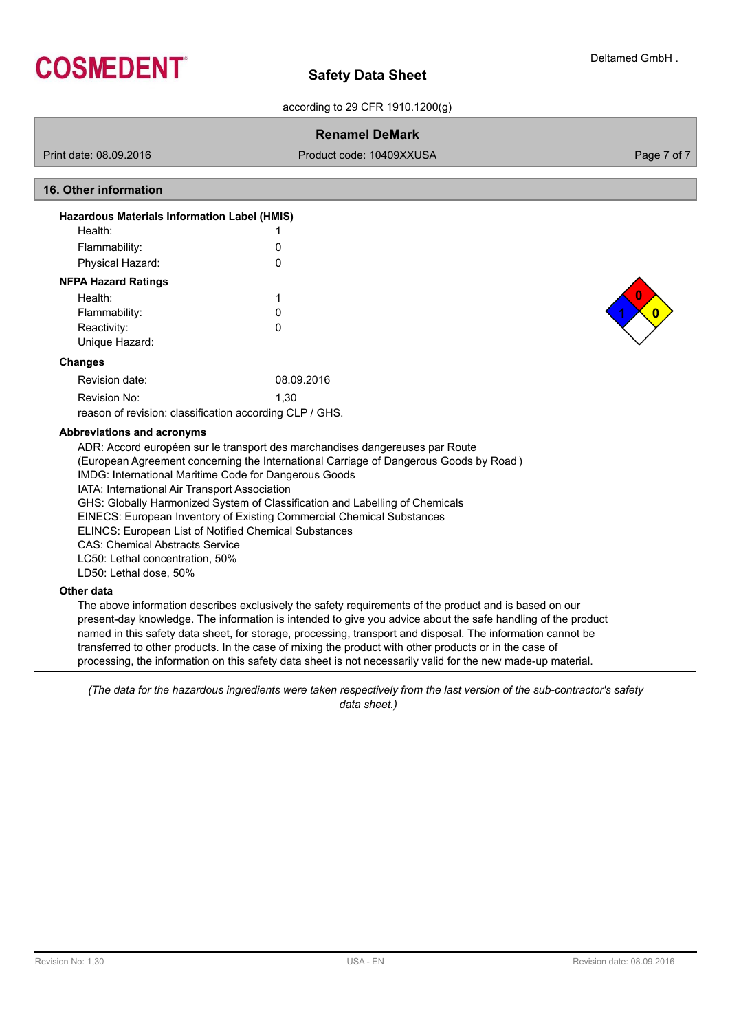## 16. Other information

**Hazardous Materials Information Label (HMIS)**

| | |
|---|---|
| Health: | 1 |
| Flammability: | 0 |
| Physical Hazard: | 0 |

**NFPA Hazard Ratings**

| | |
|---|---|
| Health: | 1 |
| Flammability: | 0 |
| Reactivity: | 0 |
| Unique Hazard: | |

**Changes**

| | |
|---|---|
| Revision date: | 08.09.2016 |
| Revision No: | 1,30 |

reason of revision: classification according CLP / GHS.

**Abbreviations and acronyms**

ADR: Accord européen sur le transport des marchandises dangereuses par Route
(European Agreement concerning the International Carriage of Dangerous Goods by Road )
IMDG: International Maritime Code for Dangerous Goods
IATA: International Air Transport Association
GHS: Globally Harmonized System of Classification and Labelling of Chemicals
EINECS: European Inventory of Existing Commercial Chemical Substances
ELINCS: European List of Notified Chemical Substances
CAS: Chemical Abstracts Service
LC50: Lethal concentration, 50%
LD50: Lethal dose, 50%

**Other data**

The above information describes exclusively the safety requirements of the product and is based on our present-day knowledge. The information is intended to give you advice about the safe handling of the product named in this safety data sheet, for storage, processing, transport and disposal. The information cannot be transferred to other products. In the case of mixing the product with other products or in the case of processing, the information on this safety data sheet is not necessarily valid for the new made-up material.

*(The data for the hazardous ingredients were taken respectively from the last version of the sub-contractor's safety data sheet.)*